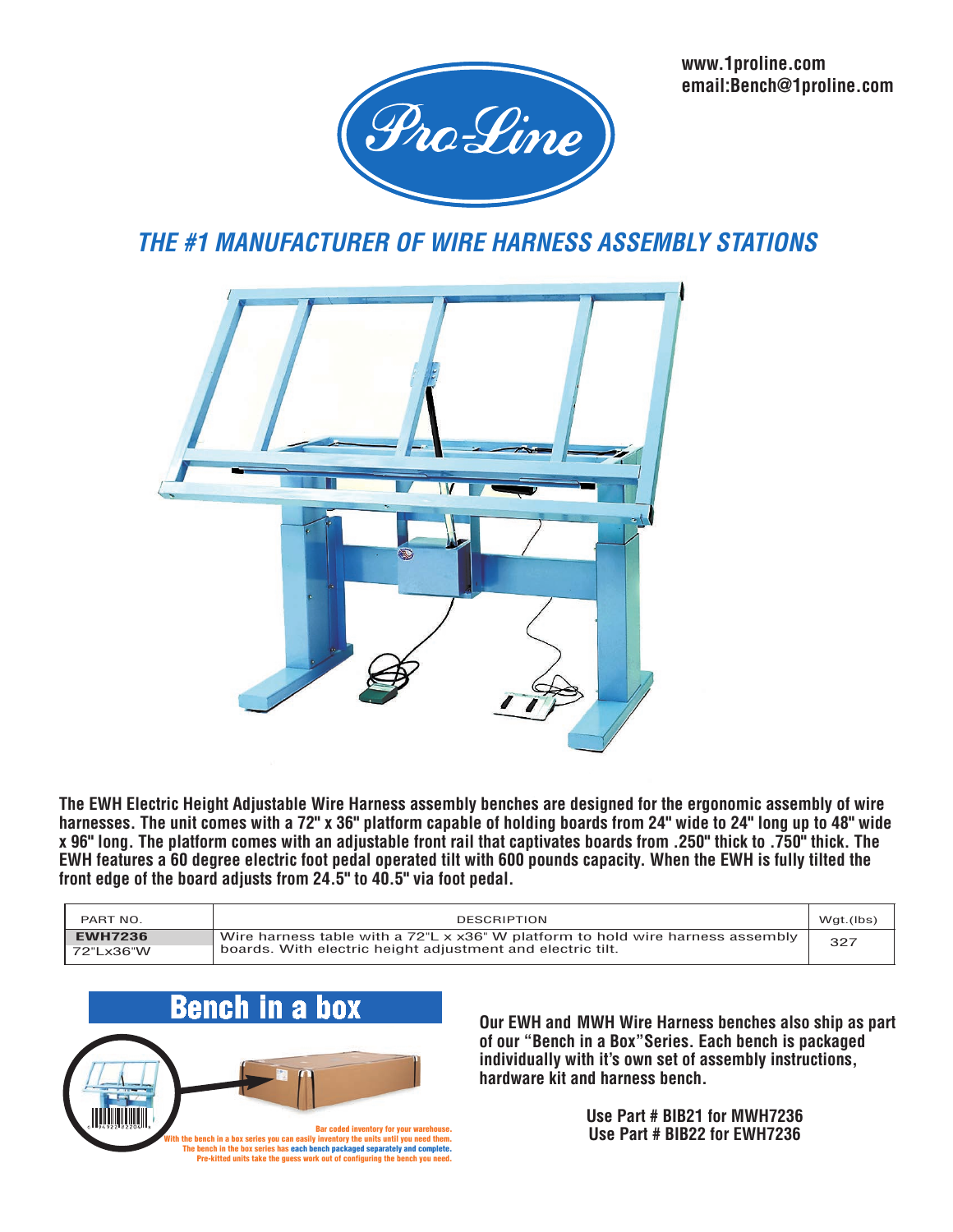www.1proline.com
email:Bench@1proline.com

Pro-Line

# THE #1 MANUFACTURER OF WIRE HARNESS ASSEMBLY STATIONS

**The EWH Electric Height Adjustable Wire Harness assembly benches are designed for the ergonomic assembly of wire harnesses. The unit comes with a 72" x 36" platform capable of holding boards from 24" wide to 24" long up to 48" wide x 96" long. The platform comes with an adjustable front rail that captivates boards from .250" thick to .750" thick. The EWH features a 60 degree electric foot pedal operated tilt with 600 pounds capacity. When the EWH is fully tilted the front edge of the board adjusts from 24.5" to 40.5" via foot pedal.**

| PART NO. | DESCRIPTION | Wgt.(lbs) |
|---|---|---|
| **EWH7236** 72"Lx36"W | Wire harness table with a 72"L x x36" W platform to hold wire harness assembly boards. With electric height adjustment and electric tilt. | 327 |

## Bench in a box

Bar coded inventory for your warehouse.
With the bench in a box series you can easily inventory the units until you need them.
The bench in the box series has each bench packaged separately and complete.
Pre-kitted units take the guess work out of configuring the bench you need.

**Our EWH and MWH Wire Harness benches also ship as part of our "Bench in a Box"Series. Each bench is packaged individually with it's own set of assembly instructions, hardware kit and harness bench.**

**Use Part # BIB21 for MWH7236**
**Use Part # BIB22 for EWH7236**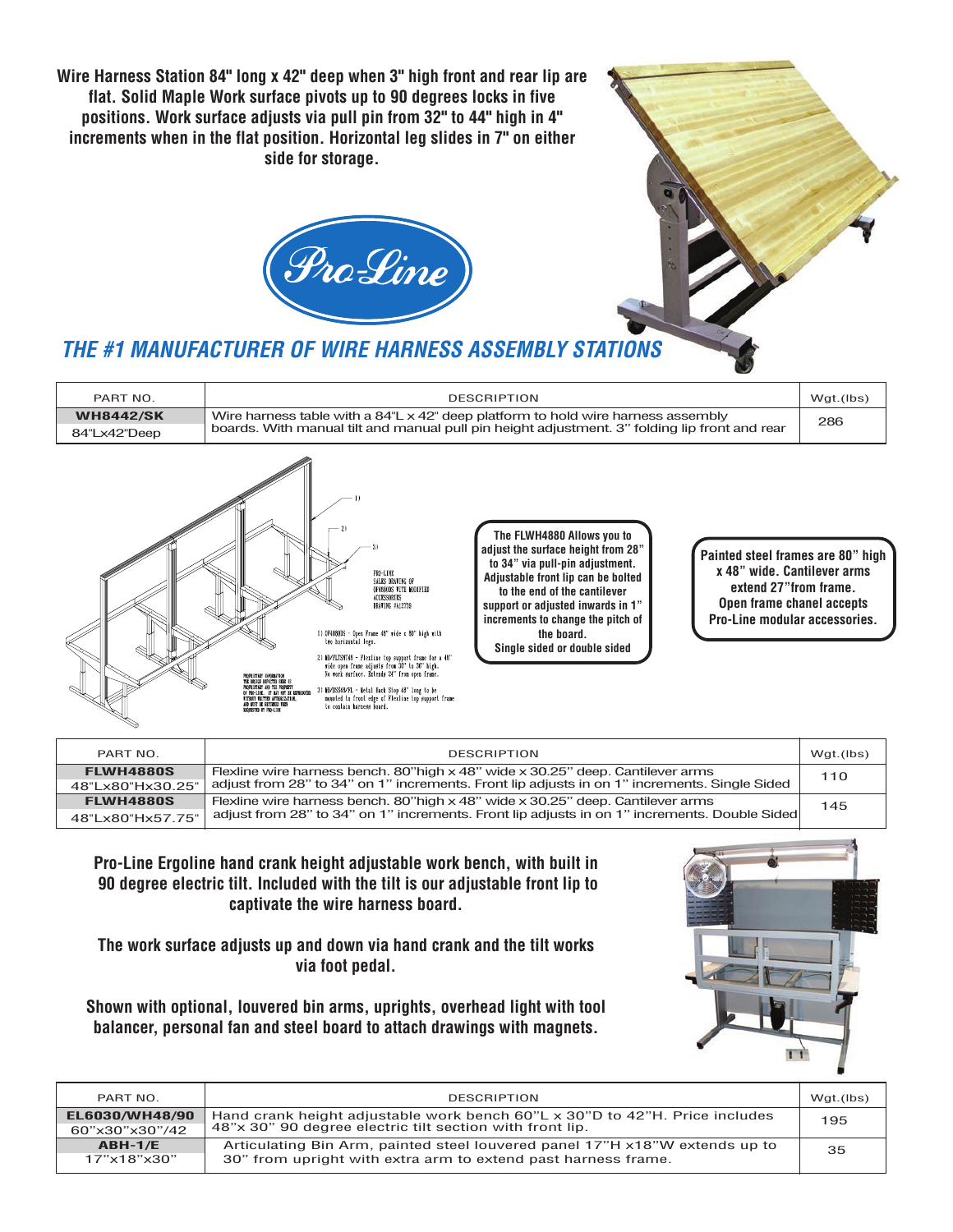**Wire Harness Station 84" long x 42" deep when 3" high front and rear lip are flat. Solid Maple Work surface pivots up to 90 degrees locks in five positions. Work surface adjusts via pull pin from 32" to 44" high in 4" increments when in the flat position. Horizontal leg slides in 7" on either side for storage.**

Pro-Line

## *THE #1 MANUFACTURER OF WIRE HARNESS ASSEMBLY STATIONS*

| PART NO. | DESCRIPTION | Wgt.(lbs) |
|---|---|---|
| **WH8442/SK** 84"Lx42"Deep | Wire harness table with a 84"L x 42" deep platform to hold wire harness assembly boards. With manual tilt and manual pull pin height adjustment. 3" folding lip front and rear | 286 |

PRO-LINE SALES DRAWING OF OF4880DS WITH MODIFIED ACCESSORIES DRAWING #A12739

1) OF4880DS - Open Frame 48" wide x 80" high with two horizontal legs.

2) MD/FLTSMT48 - Flexline top support frame for a 48" wide open frame adjusts from 30" to 36" high. No work surface. Extends 24" from open frame.

3) MD/BSS48/FL - Metal Back Stop 48" long to be mounted to front edge of Flexline top support frame to contain harness board.

PROPRIETARY INFORMATION THE DESIGN DEPICTED HEREIN IS PROPRIETARY AND THE PROPERTY OF PRO-LINE. IT MAY NOT BE REPRODUCED WITHOUT WRITTEN AUTHORIZATION, AND MUST BE RETURNED WHEN REQUESTED BY PRO-LINE

**The FLWH4880 Allows you to adjust the surface height from 28" to 34" via pull-pin adjustment. Adjustable front lip can be bolted to the end of the cantilever support or adjusted inwards in 1" increments to change the pitch of the board. Single sided or double sided**

**Painted steel frames are 80" high x 48" wide. Cantilever arms extend 27" from frame. Open frame chanel accepts Pro-Line modular accessories.**

| PART NO. | DESCRIPTION | Wgt.(lbs) |
|---|---|---|
| **FLWH4880S** 48"Lx80"Hx30.25" | Flexline wire harness bench. 80"high x 48" wide x 30.25" deep. Cantilever arms adjust from 28" to 34" on 1" increments. Front lip adjusts in on 1" increments. Single Sided | 110 |
| **FLWH4880S** 48"Lx80"Hx57.75" | Flexline wire harness bench. 80"high x 48" wide x 30.25" deep. Cantilever arms adjust from 28" to 34" on 1" increments. Front lip adjusts in on 1" increments. Double Sided | 145 |

**Pro-Line Ergoline hand crank height adjustable work bench, with built in 90 degree electric tilt. Included with the tilt is our adjustable front lip to captivate the wire harness board.**

**The work surface adjusts up and down via hand crank and the tilt works via foot pedal.**

**Shown with optional, louvered bin arms, uprights, overhead light with tool balancer, personal fan and steel board to attach drawings with magnets.**

| PART NO. | DESCRIPTION | Wgt.(lbs) |
|---|---|---|
| **EL6030/WH48/90** 60"x30"x30"/42 | Hand crank height adjustable work bench 60"L x 30"D to 42"H. Price includes 48"x 30" 90 degree electric tilt section with front lip. | 195 |
| **ABH-1/E** 17"x18"x30" | Articulating Bin Arm, painted steel louvered panel 17"H x18"W extends up to 30" from upright with extra arm to extend past harness frame. | 35 |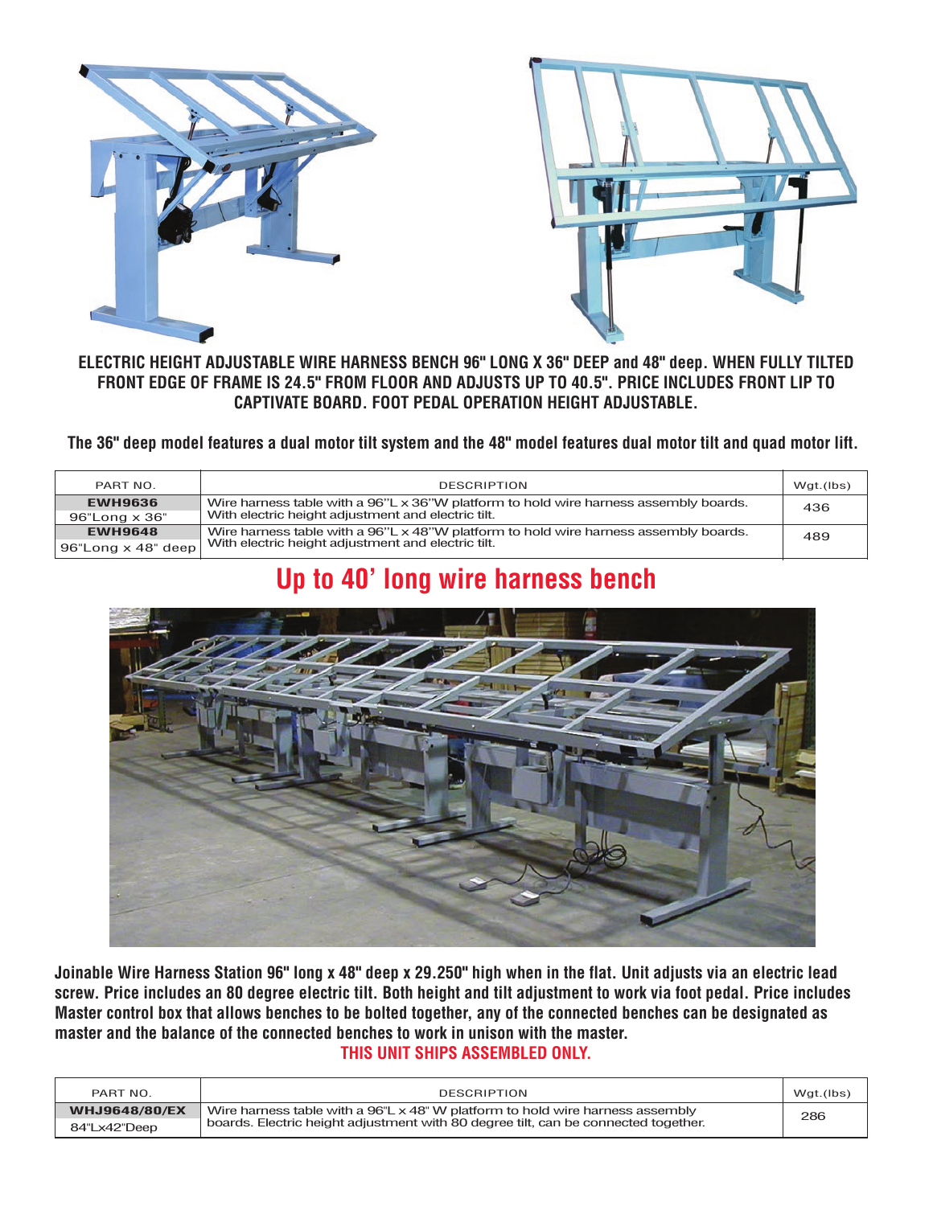**ELECTRIC HEIGHT ADJUSTABLE WIRE HARNESS BENCH 96" LONG X 36" DEEP and 48" deep. WHEN FULLY TILTED FRONT EDGE OF FRAME IS 24.5" FROM FLOOR AND ADJUSTS UP TO 40.5". PRICE INCLUDES FRONT LIP TO CAPTIVATE BOARD. FOOT PEDAL OPERATION HEIGHT ADJUSTABLE.**

**The 36" deep model features a dual motor tilt system and the 48" model features dual motor tilt and quad motor lift.**

| PART NO. | DESCRIPTION | Wgt.(lbs) |
|---|---|---|
| **EWH9636** 96"Long x 36" | Wire harness table with a 96"L x 36"W platform to hold wire harness assembly boards. With electric height adjustment and electric tilt. | 436 |
| **EWH9648** 96"Long x 48" deep | Wire harness table with a 96"L x 48"W platform to hold wire harness assembly boards. With electric height adjustment and electric tilt. | 489 |

## Up to 40' long wire harness bench

**Joinable Wire Harness Station 96" long x 48" deep x 29.250" high when in the flat. Unit adjusts via an electric lead screw. Price includes an 80 degree electric tilt. Both height and tilt adjustment to work via foot pedal. Price includes Master control box that allows benches to be bolted together, any of the connected benches can be designated as master and the balance of the connected benches to work in unison with the master.**

**THIS UNIT SHIPS ASSEMBLED ONLY.**

| PART NO. | DESCRIPTION | Wgt.(lbs) |
|---|---|---|
| **WHJ9648/80/EX** 84"Lx42"Deep | Wire harness table with a 96"L x 48" W platform to hold wire harness assembly boards. Electric height adjustment with 80 degree tilt, can be connected together. | 286 |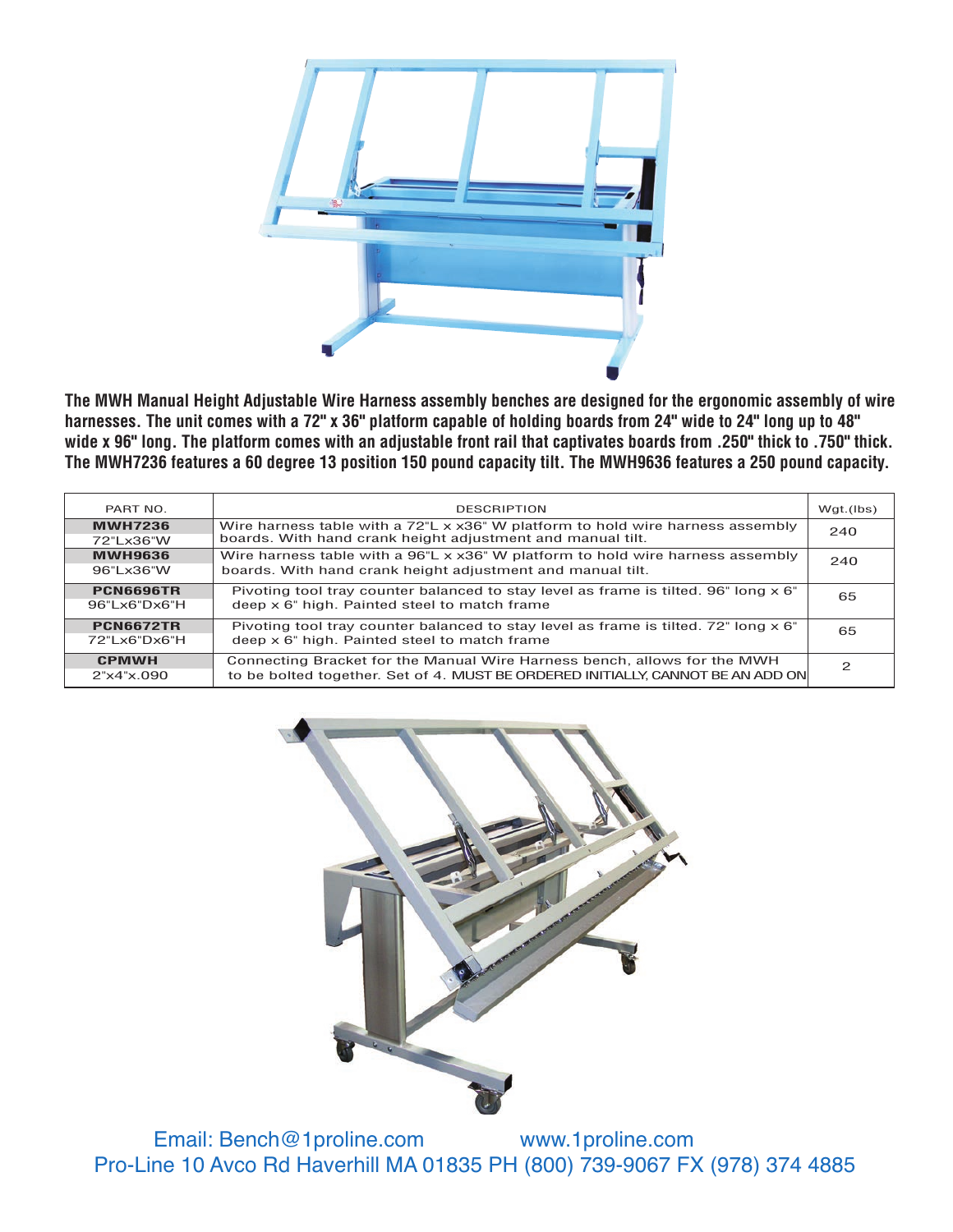**The MWH Manual Height Adjustable Wire Harness assembly benches are designed for the ergonomic assembly of wire harnesses. The unit comes with a 72" x 36" platform capable of holding boards from 24" wide to 24" long up to 48" wide x 96" long. The platform comes with an adjustable front rail that captivates boards from .250" thick to .750" thick. The MWH7236 features a 60 degree 13 position 150 pound capacity tilt. The MWH9636 features a 250 pound capacity.**

| PART NO. | DESCRIPTION | Wgt.(lbs) |
|---|---|---|
| **MWH7236** 72"Lx36"W | Wire harness table with a 72"L x x36" W platform to hold wire harness assembly boards. With hand crank height adjustment and manual tilt. | 240 |
| **MWH9636** 96"Lx36"W | Wire harness table with a 96"L x x36" W platform to hold wire harness assembly boards. With hand crank height adjustment and manual tilt. | 240 |
| **PCN6696TR** 96"Lx6"Dx6"H | Pivoting tool tray counter balanced to stay level as frame is tilted. 96" long x 6" deep x 6" high. Painted steel to match frame | 65 |
| **PCN6672TR** 72"Lx6"Dx6"H | Pivoting tool tray counter balanced to stay level as frame is tilted. 72" long x 6" deep x 6" high. Painted steel to match frame | 65 |
| **CPMWH** 2"x4"x.090 | Connecting Bracket for the Manual Wire Harness bench, allows for the MWH to be bolted together. Set of 4. MUST BE ORDERED INITIALLY, CANNOT BE AN ADD ON | 2 |

Email: Bench@1proline.com www.1proline.com

Pro-Line 10 Avco Rd Haverhill MA 01835 PH (800) 739-9067 FX (978) 374 4885